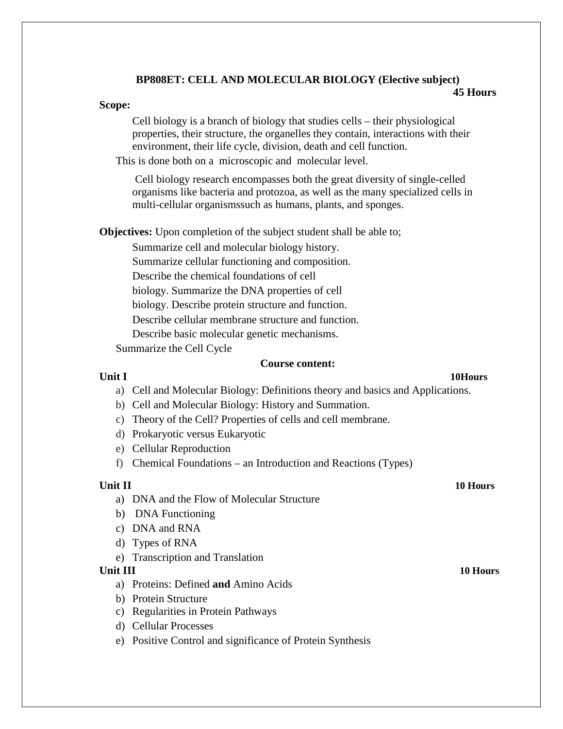## BP808ET: CELL AND MOLECULAR BIOLOGY (Elective subject)

**45 Hours**

**Scope:**

Cell biology is a branch of biology that studies cells – their physiological properties, their structure, the organelles they contain, interactions with their environment, their life cycle, division, death and cell function.

This is done both on a microscopic and molecular level.

Cell biology research encompasses both the great diversity of single-celled organisms like bacteria and protozoa, as well as the many specialized cells in multi-cellular organismssuch as humans, plants, and sponges.

**Objectives:** Upon completion of the subject student shall be able to;

Summarize cell and molecular biology history.
Summarize cellular functioning and composition.
Describe the chemical foundations of cell
biology. Summarize the DNA properties of cell
biology. Describe protein structure and function.
Describe cellular membrane structure and function.
Describe basic molecular genetic mechanisms.
Summarize the Cell Cycle

### Course content:

**Unit I** **10Hours**

a) Cell and Molecular Biology: Definitions theory and basics and Applications.
b) Cell and Molecular Biology: History and Summation.
c) Theory of the Cell? Properties of cells and cell membrane.
d) Prokaryotic versus Eukaryotic
e) Cellular Reproduction
f) Chemical Foundations – an Introduction and Reactions (Types)

**Unit II** **10 Hours**

a) DNA and the Flow of Molecular Structure
b) DNA Functioning
c) DNA and RNA
d) Types of RNA
e) Transcription and Translation

**Unit III** **10 Hours**

a) Proteins: Defined **and** Amino Acids
b) Protein Structure
c) Regularities in Protein Pathways
d) Cellular Processes
e) Positive Control and significance of Protein Synthesis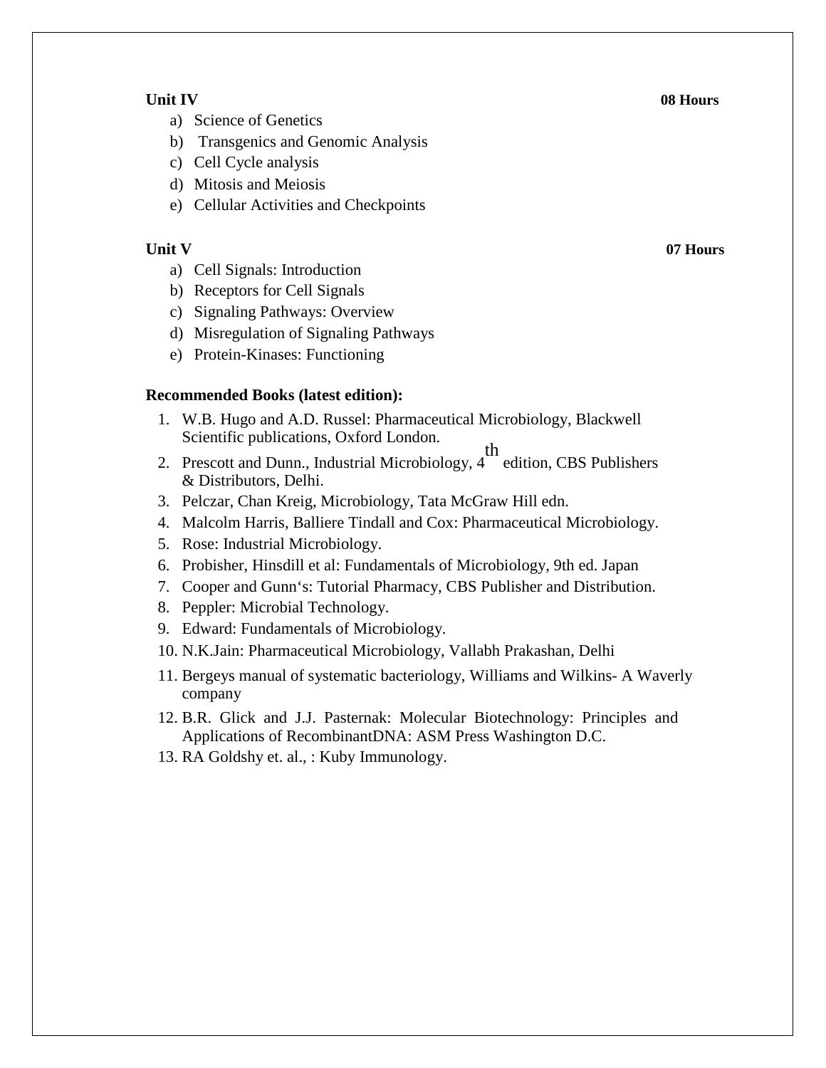**Unit IV** **08 Hours**

a) Science of Genetics
b) Transgenics and Genomic Analysis
c) Cell Cycle analysis
d) Mitosis and Meiosis
e) Cellular Activities and Checkpoints

**Unit V** **07 Hours**

a) Cell Signals: Introduction
b) Receptors for Cell Signals
c) Signaling Pathways: Overview
d) Misregulation of Signaling Pathways
e) Protein-Kinases: Functioning

**Recommended Books (latest edition):**

1. W.B. Hugo and A.D. Russel: Pharmaceutical Microbiology, Blackwell Scientific publications, Oxford London.
2. Prescott and Dunn., Industrial Microbiology, 4th edition, CBS Publishers & Distributors, Delhi.
3. Pelczar, Chan Kreig, Microbiology, Tata McGraw Hill edn.
4. Malcolm Harris, Balliere Tindall and Cox: Pharmaceutical Microbiology.
5. Rose: Industrial Microbiology.
6. Probisher, Hinsdill et al: Fundamentals of Microbiology, 9th ed. Japan
7. Cooper and Gunn's: Tutorial Pharmacy, CBS Publisher and Distribution.
8. Peppler: Microbial Technology.
9. Edward: Fundamentals of Microbiology.
10. N.K.Jain: Pharmaceutical Microbiology, Vallabh Prakashan, Delhi
11. Bergeys manual of systematic bacteriology, Williams and Wilkins- A Waverly company
12. B.R. Glick and J.J. Pasternak: Molecular Biotechnology: Principles and Applications of RecombinantDNA: ASM Press Washington D.C.
13. RA Goldshy et. al., : Kuby Immunology.